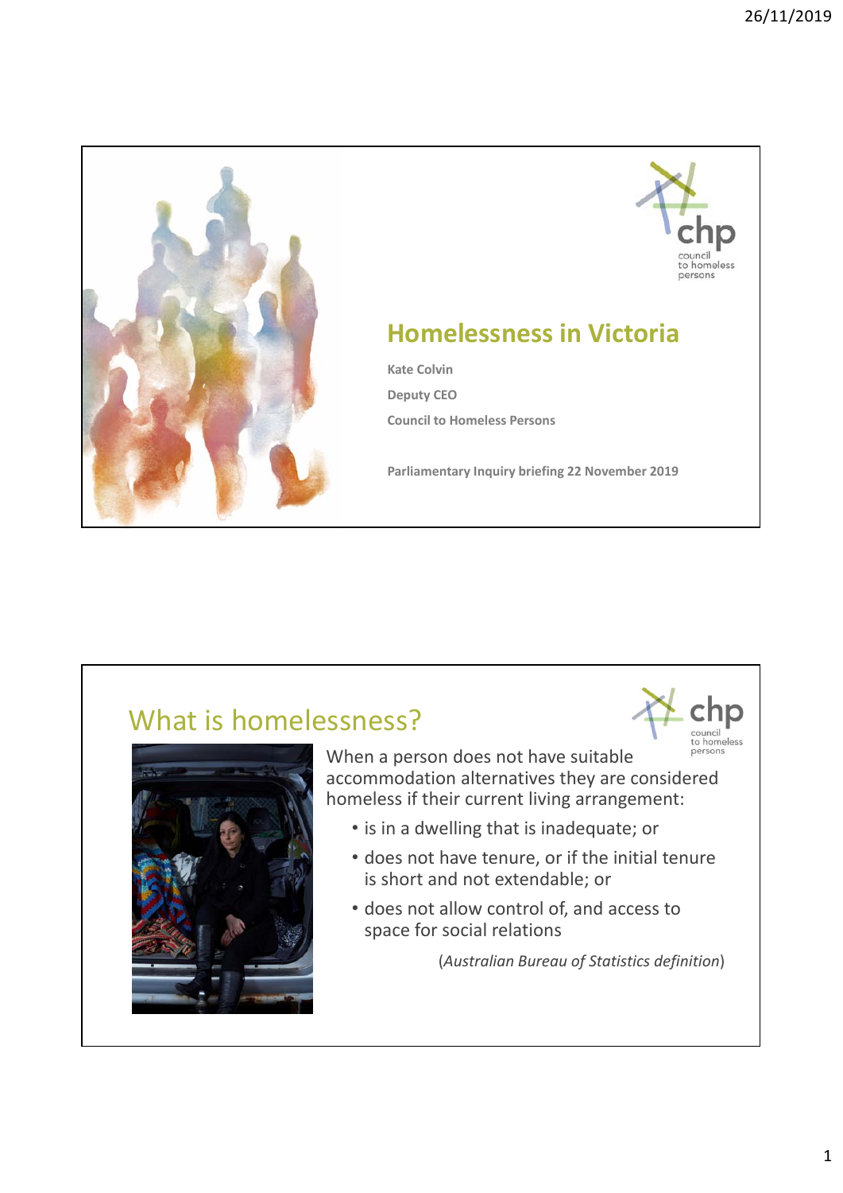# Homelessness in Victoria

**Kate Colvin**

**Deputy CEO**

**Council to Homeless Persons**

**Parliamentary Inquiry briefing 22 November 2019**

## What is homelessness?

When a person does not have suitable accommodation alternatives they are considered homeless if their current living arrangement:

- is in a dwelling that is inadequate; or
- does not have tenure, or if the initial tenure is short and not extendable; or
- does not allow control of, and access to space for social relations

(*Australian Bureau of Statistics definition*)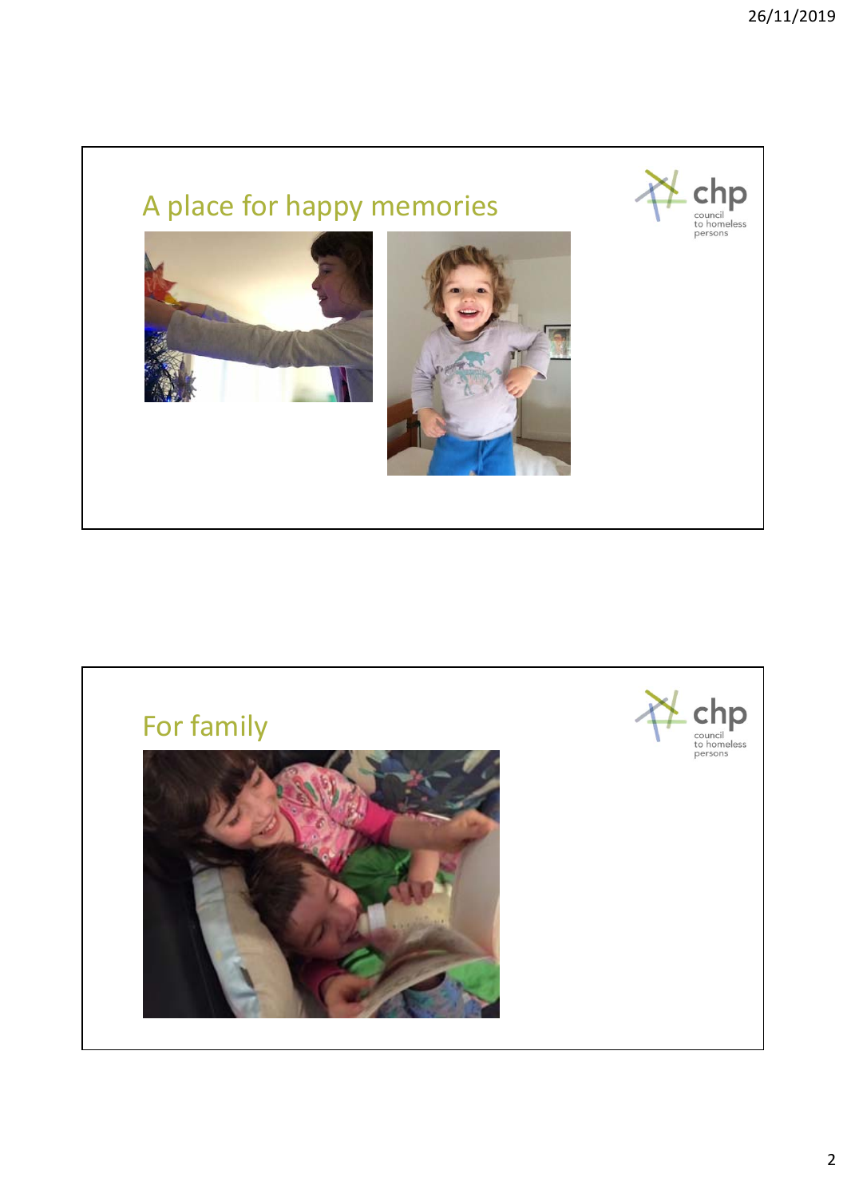## A place for happy memories

## For family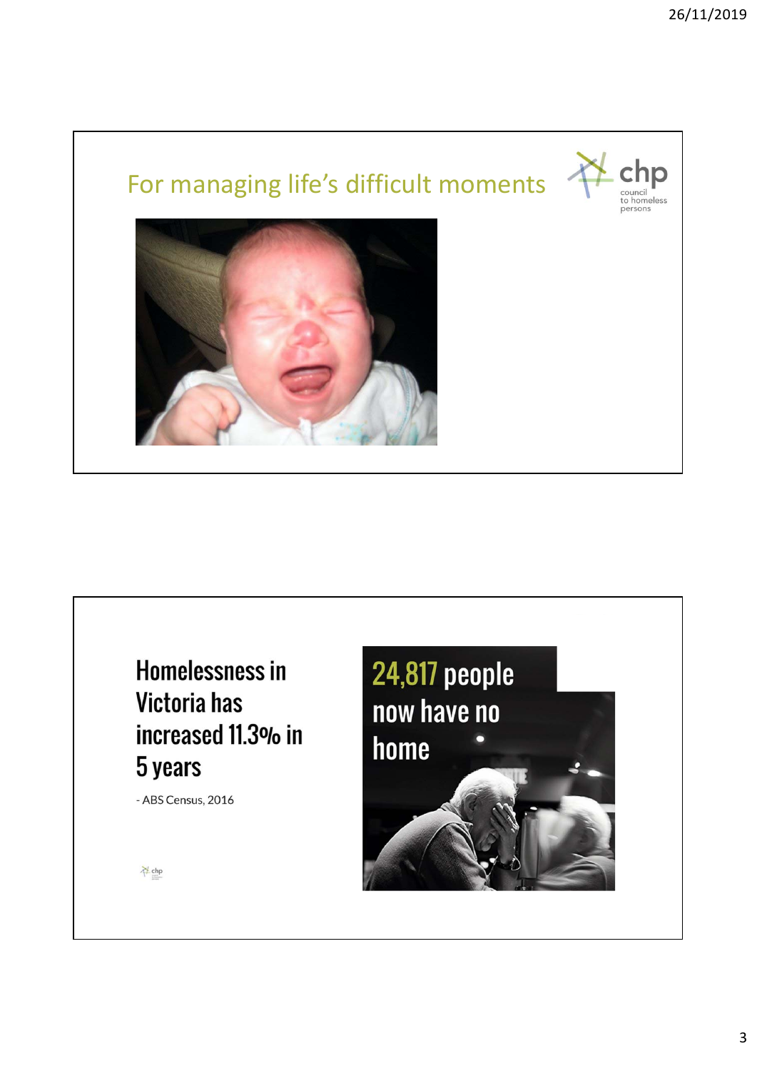## For managing life's difficult moments

## Homelessness in Victoria has increased 11.3% in 5 years

- ABS Census, 2016

24,817 people now have no home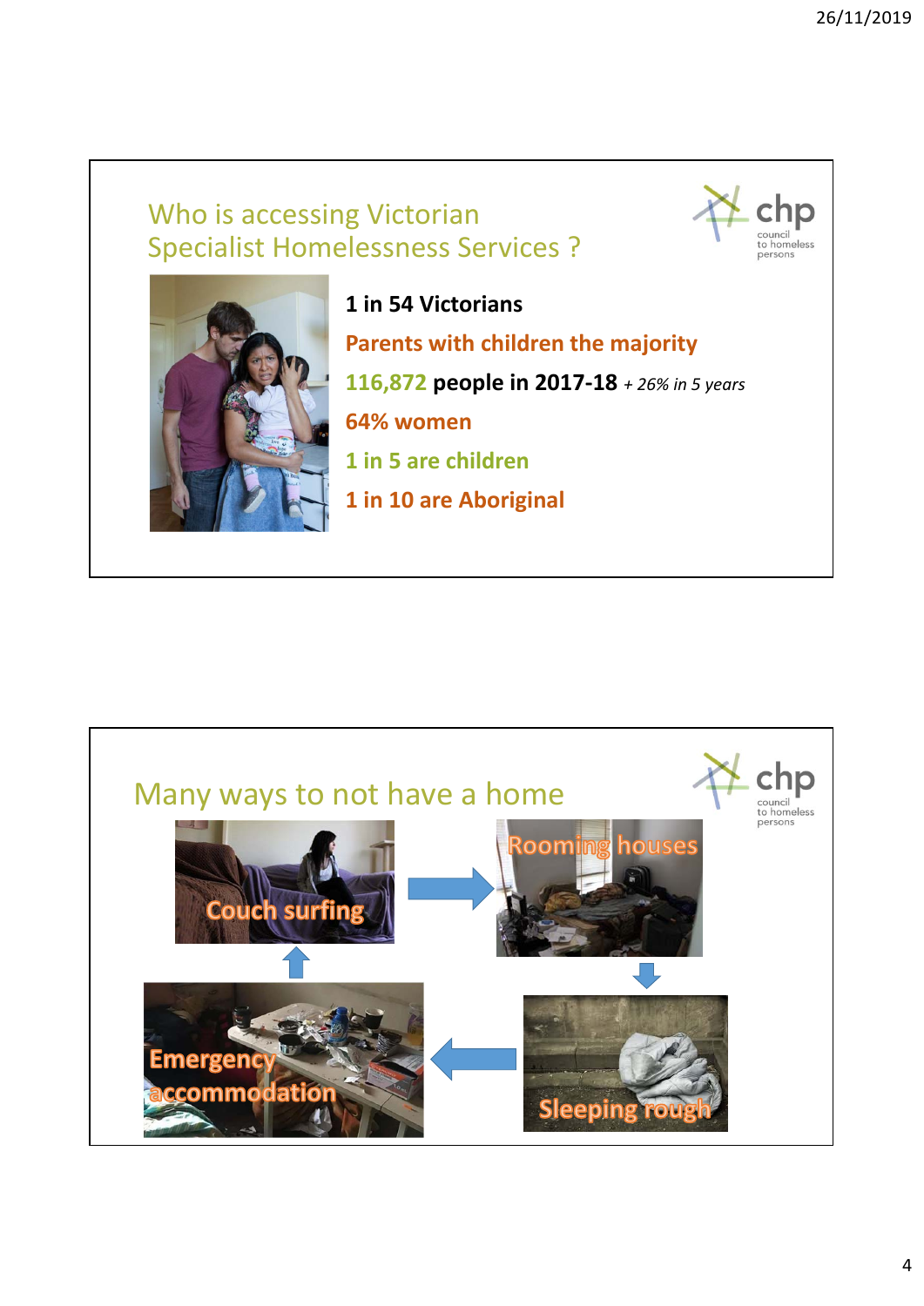## Who is accessing Victorian Specialist Homelessness Services ?

**1 in 54 Victorians**

**Parents with children the majority**

**116,872 people in 2017-18** *+ 26% in 5 years*

**64% women**

**1 in 5 are children**

**1 in 10 are Aboriginal**

## Many ways to not have a home

Couch surfing → Rooming houses → Sleeping rough → Emergency accommodation → Couch surfing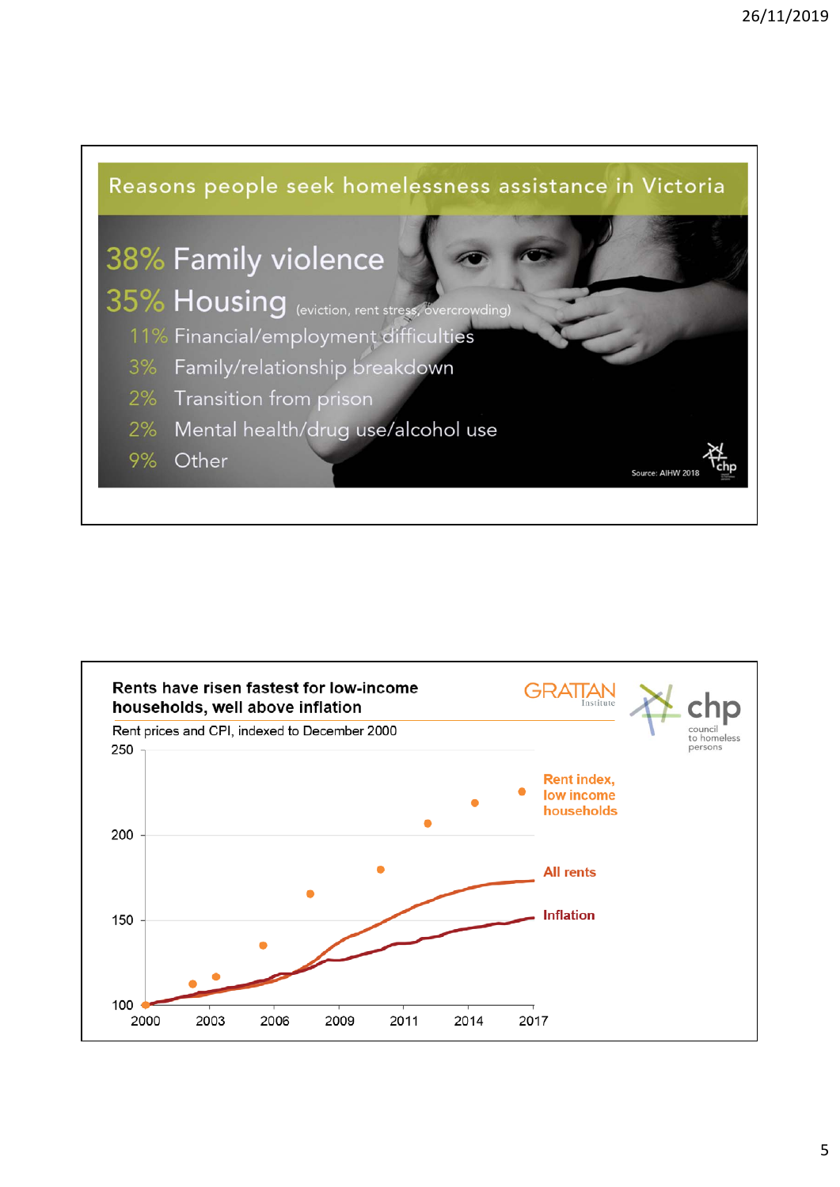## Reasons people seek homelessness assistance in Victoria

- **38%** Family violence
- **35%** Housing (eviction, rent stress, overcrowding)
- 11% Financial/employment difficulties
- 3% Family/relationship breakdown
- 2% Transition from prison
- 2% Mental health/drug use/alcohol use
- 9% Other

Source: AIHW 2018

**Rents have risen fastest for low-income households, well above inflation**

GRATTAN Institute

chp council to homeless persons

Rent prices and CPI, indexed to December 2000

250

200

150

100

2000 2003 2006 2009 2011 2014 2017

Rent index, low income households

All rents

Inflation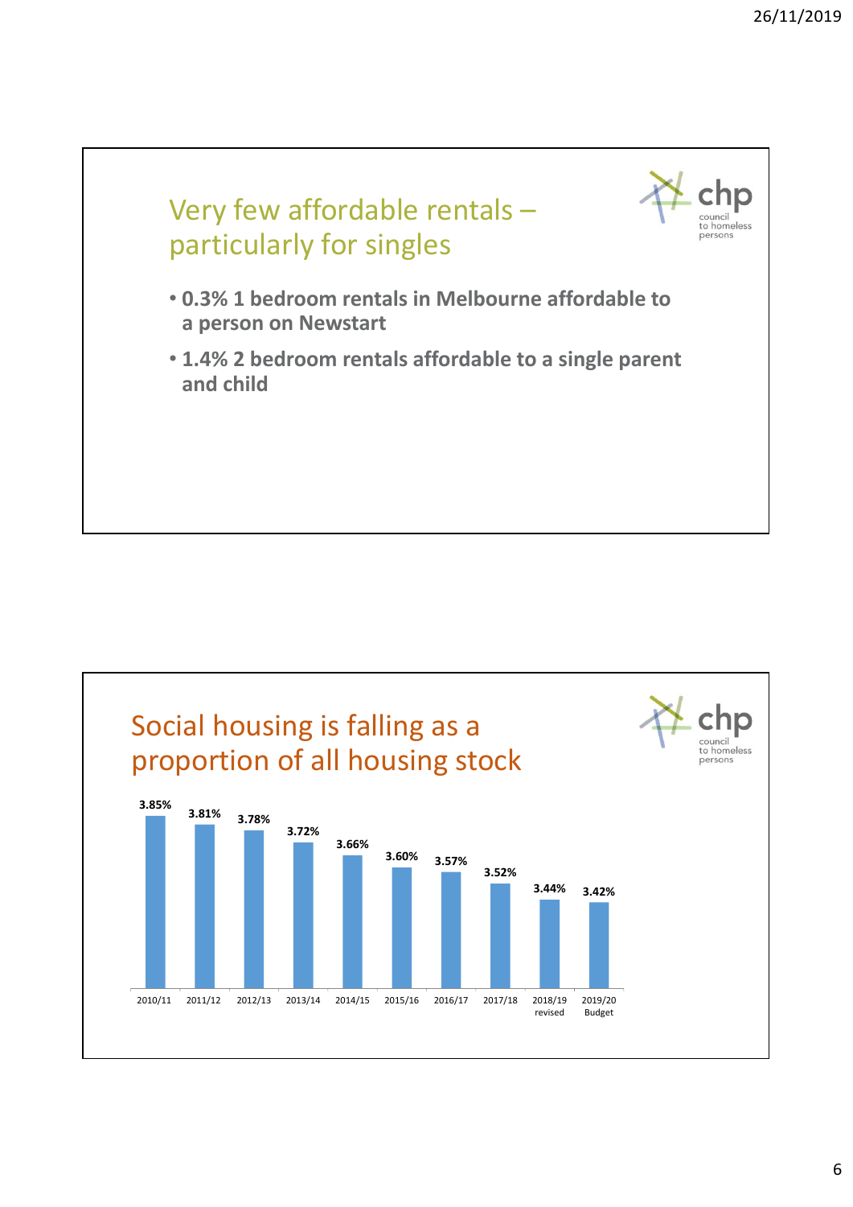## Very few affordable rentals – particularly for singles

- **0.3% 1 bedroom rentals in Melbourne affordable to a person on Newstart**
- **1.4% 2 bedroom rentals affordable to a single parent and child**

## Social housing is falling as a proportion of all housing stock

| Year | Social housing (% of all housing stock) |
|---|---|
| 2010/11 | 3.85% |
| 2011/12 | 3.81% |
| 2012/13 | 3.78% |
| 2013/14 | 3.72% |
| 2014/15 | 3.66% |
| 2015/16 | 3.60% |
| 2016/17 | 3.57% |
| 2017/18 | 3.52% |
| 2018/19 revised | 3.44% |
| 2019/20 Budget | 3.42% |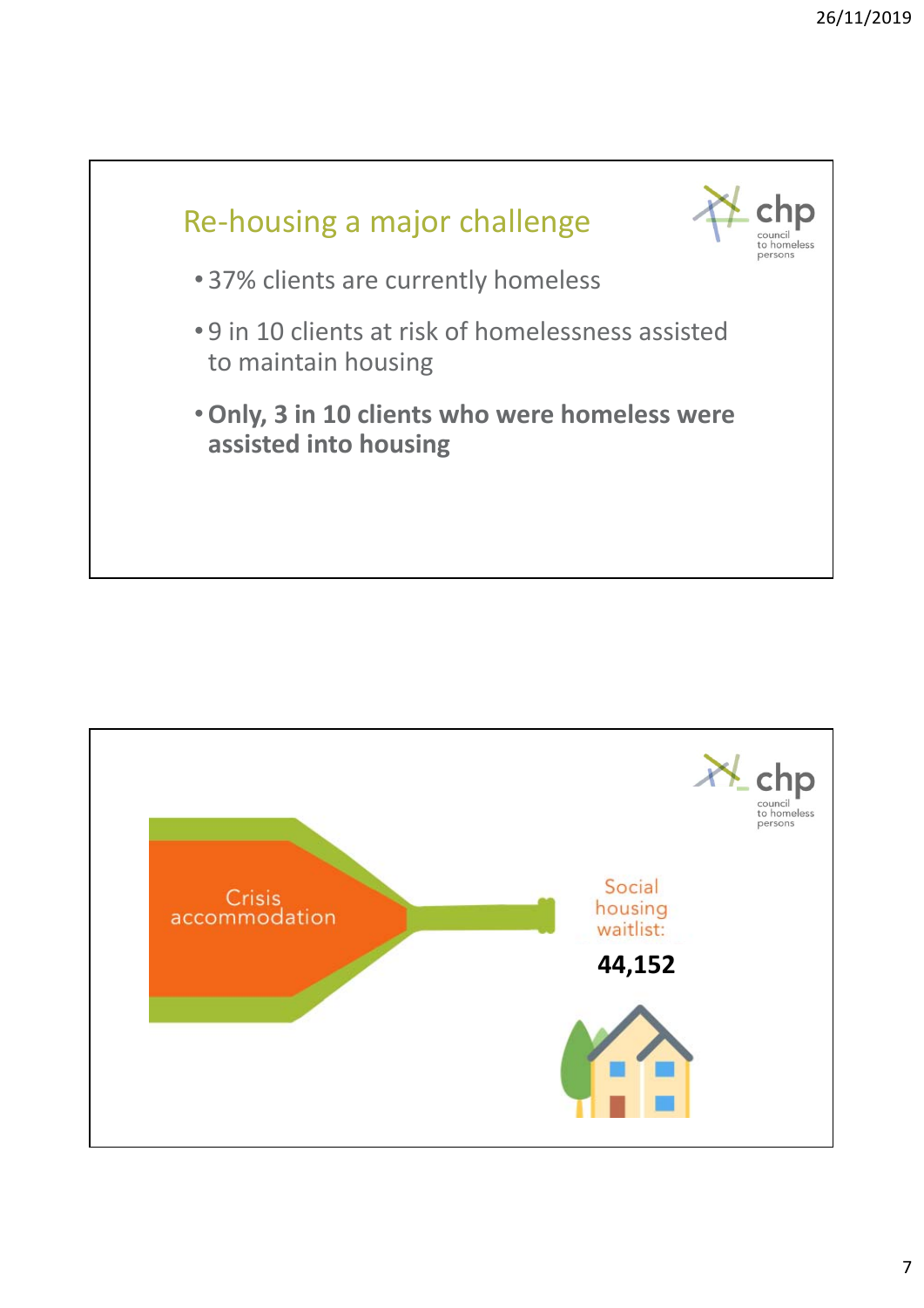## Re-housing a major challenge

- 37% clients are currently homeless
- 9 in 10 clients at risk of homelessness assisted to maintain housing
- **Only, 3 in 10 clients who were homeless were assisted into housing**

---

Crisis accommodation

Social housing waitlist:

**44,152**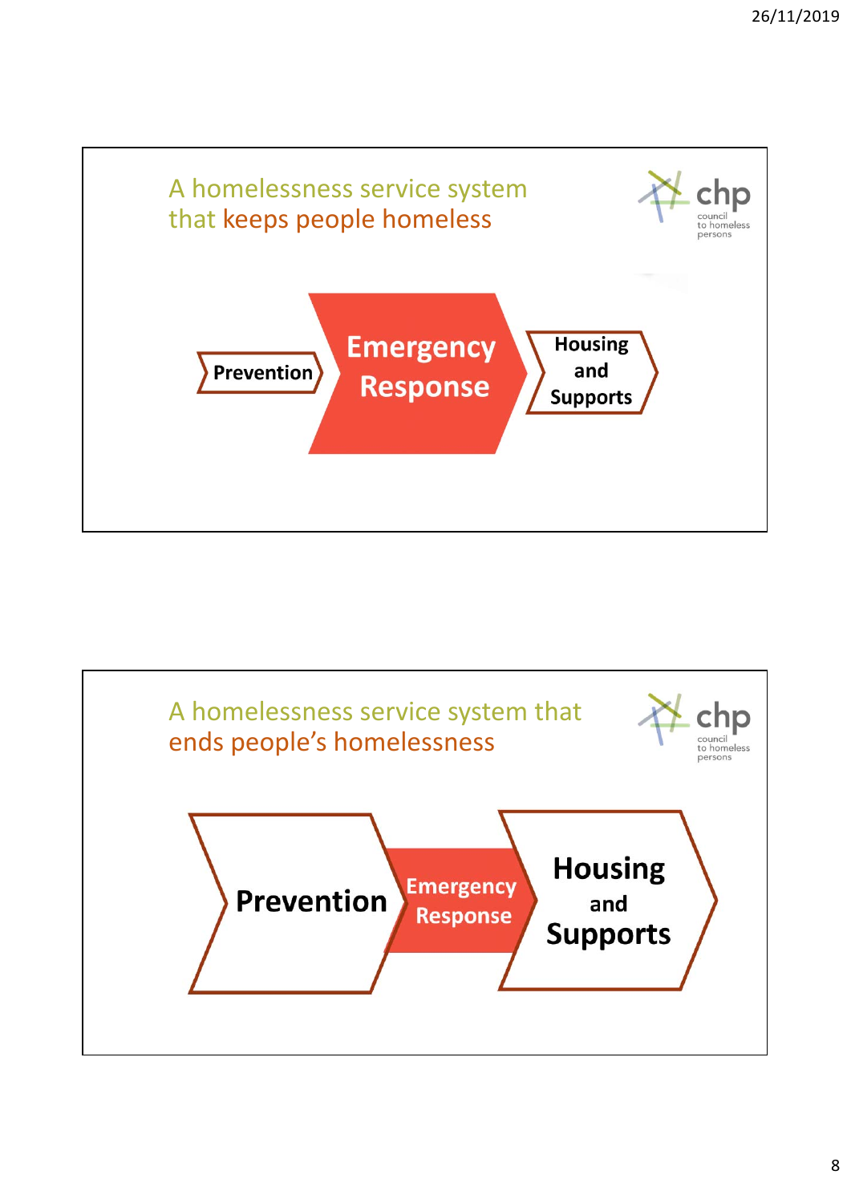## A homelessness service system that keeps people homeless

Prevention → Emergency Response → Housing and Supports

## A homelessness service system that ends people's homelessness

Prevention → Emergency Response → Housing and Supports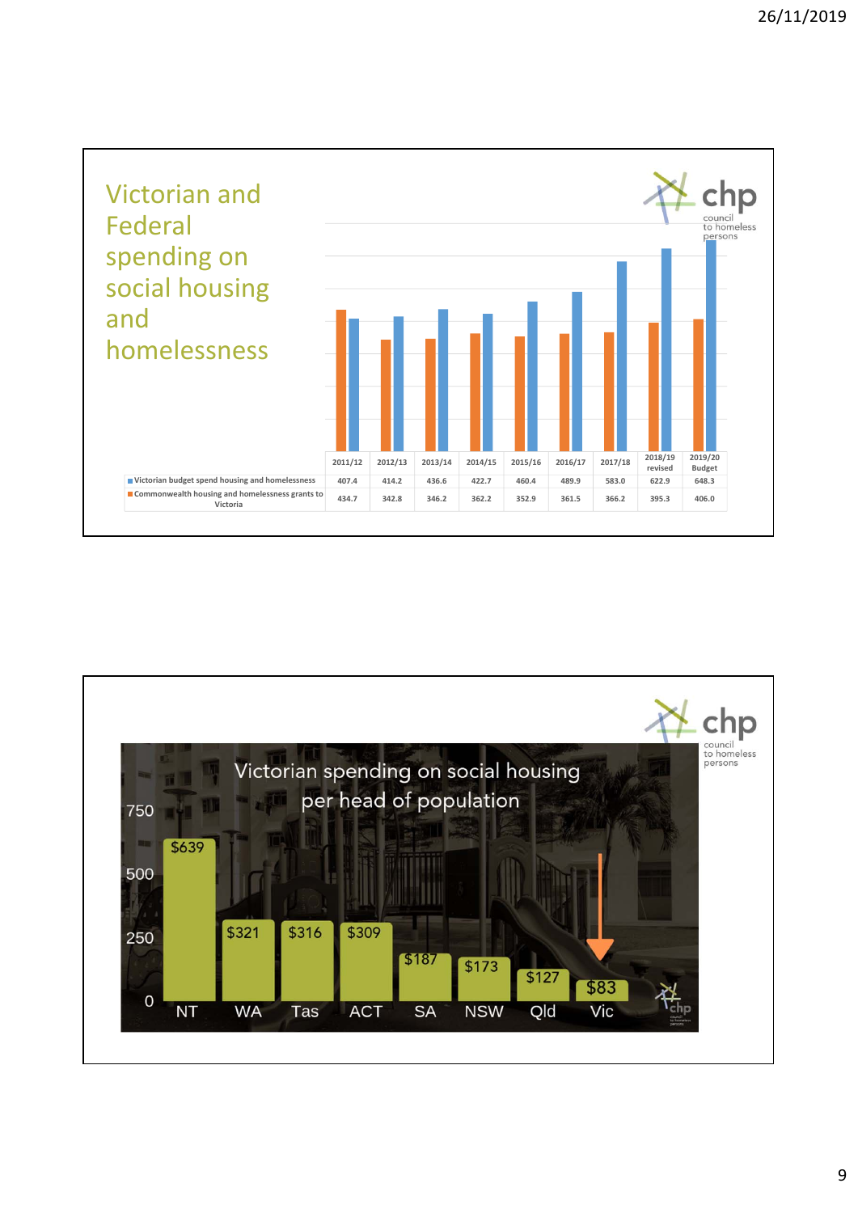## Victorian and Federal spending on social housing and homelessness

| | 2011/12 | 2012/13 | 2013/14 | 2014/15 | 2015/16 | 2016/17 | 2017/18 | 2018/19 revised | 2019/20 Budget |
|---|---|---|---|---|---|---|---|---|---|
| Victorian budget spend housing and homelessness | 407.4 | 414.2 | 436.6 | 422.7 | 460.4 | 489.9 | 583.0 | 622.9 | 648.3 |
| Commonwealth housing and homelessness grants to Victoria | 434.7 | 342.8 | 346.2 | 362.2 | 352.9 | 361.5 | 366.2 | 395.3 | 406.0 |

## Victorian spending on social housing per head of population

| NT | WA | Tas | ACT | SA | NSW | Qld | Vic |
|---|---|---|---|---|---|---|---|
| $639 | $321 | $316 | $309 | $187 | $173 | $127 | $83 |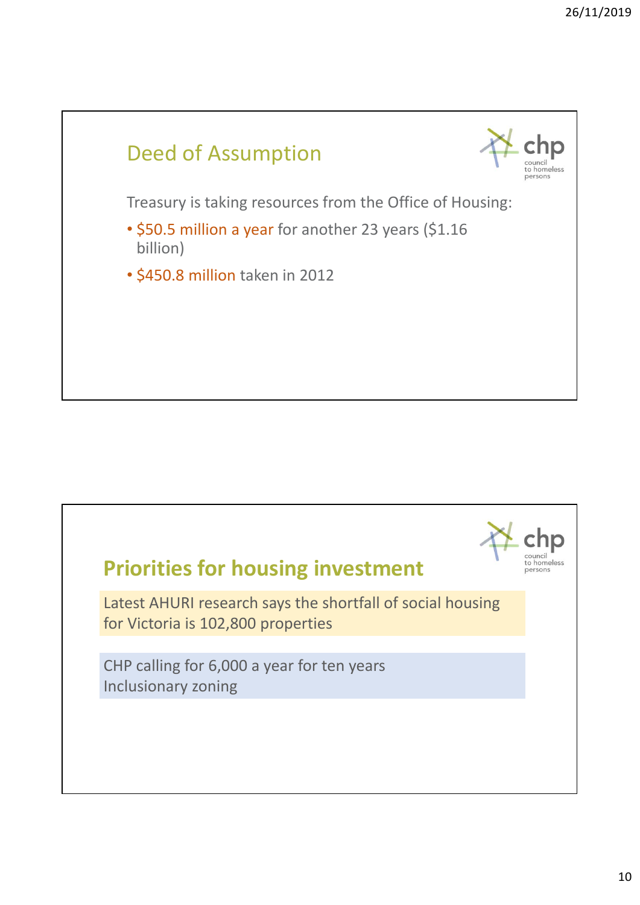## Deed of Assumption

Treasury is taking resources from the Office of Housing:

- $50.5 million a year for another 23 years ($1.16 billion)
- $450.8 million taken in 2012

## Priorities for housing investment

Latest AHURI research says the shortfall of social housing for Victoria is 102,800 properties

CHP calling for 6,000 a year for ten years
Inclusionary zoning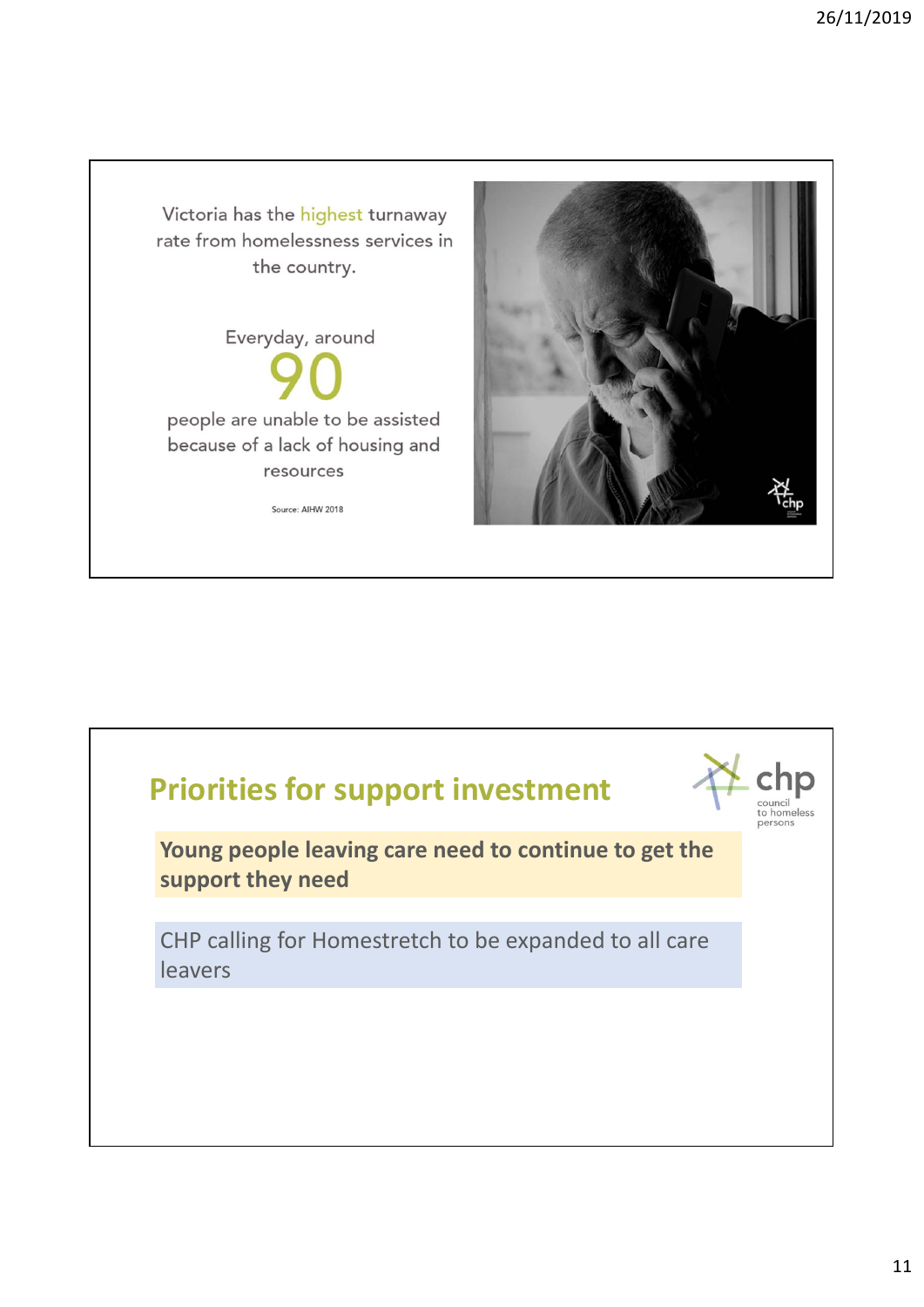Victoria has the highest turnaway rate from homelessness services in the country.

Everyday, around

**90**

people are unable to be assisted because of a lack of housing and resources

Source: AIHW 2018

## Priorities for support investment

**Young people leaving care need to continue to get the support they need**

CHP calling for Homestretch to be expanded to all care leavers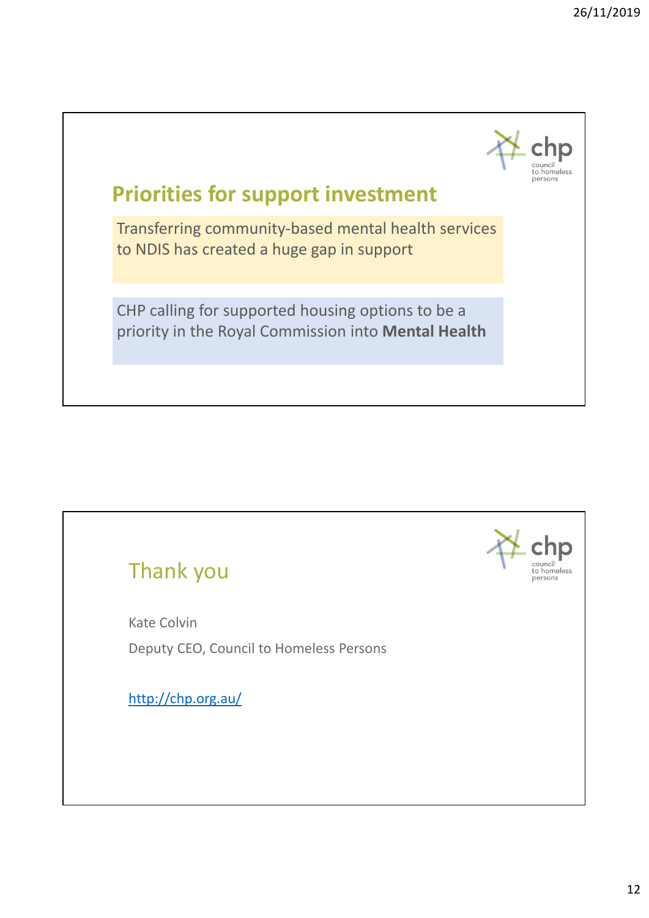## Priorities for support investment

Transferring community-based mental health services to NDIS has created a huge gap in support

CHP calling for supported housing options to be a priority in the Royal Commission into **Mental Health**

## Thank you

Kate Colvin

Deputy CEO, Council to Homeless Persons

http://chp.org.au/